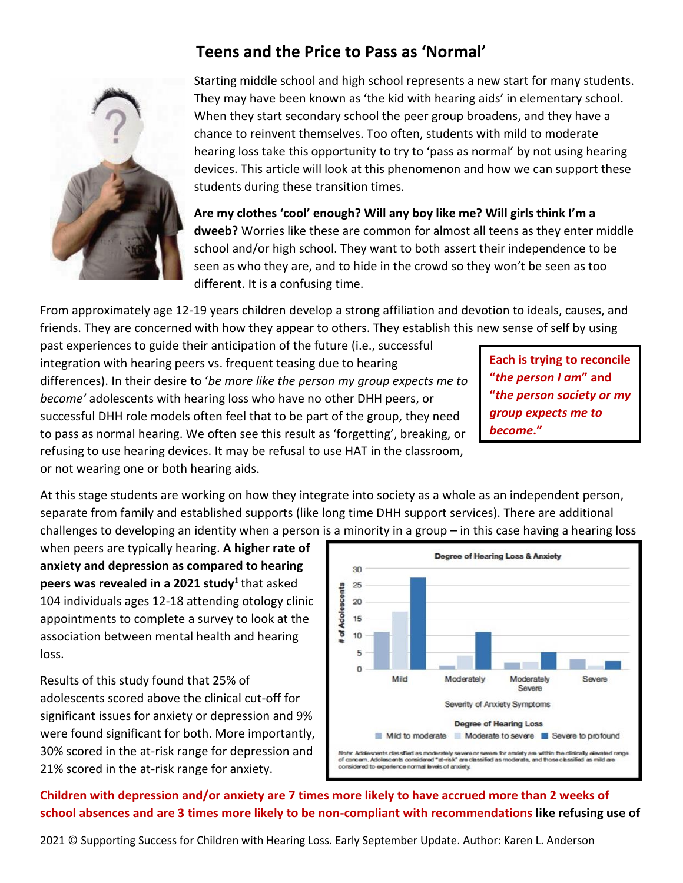# Teens and the Price to Pass as 'Normal'

Starting middle school and high school represents a new start for many students. They may have been known as 'the kid with hearing aids' in elementary school. When they start secondary school the peer group broadens, and they have a chance to reinvent themselves. Too often, students with mild to moderate hearing loss take this opportunity to try to 'pass as normal' by not using hearing devices. This article will look at this phenomenon and how we can support these students during these transition times.

**Are my clothes 'cool' enough? Will any boy like me? Will girls think I'm a dweeb?** Worries like these are common for almost all teens as they enter middle school and/or high school. They want to both assert their independence to be seen as who they are, and to hide in the crowd so they won't be seen as too different. It is a confusing time.

From approximately age 12-19 years children develop a strong affiliation and devotion to ideals, causes, and friends. They are concerned with how they appear to others. They establish this new sense of self by using past experiences to guide their anticipation of the future (i.e., successful integration with hearing peers vs. frequent teasing due to hearing differences). In their desire to '*be more like the person my group expects me to become'* adolescents with hearing loss who have no other DHH peers, or successful DHH role models often feel that to be part of the group, they need to pass as normal hearing. We often see this result as 'forgetting', breaking, or refusing to use hearing devices. It may be refusal to use HAT in the classroom, or not wearing one or both hearing aids.

> **Each is trying to reconcile "*the person I am*" and "*the person society or my group expects me to become.*"**

At this stage students are working on how they integrate into society as a whole as an independent person, separate from family and established supports (like long time DHH support services). There are additional challenges to developing an identity when a person is a minority in a group – in this case having a hearing loss when peers are typically hearing. **A higher rate of anxiety and depression as compared to hearing peers was revealed in a 2021 study**[1] that asked 104 individuals ages 12-18 attending otology clinic appointments to complete a survey to look at the association between mental health and hearing loss.

**Degree of Hearing Loss & Anxiety**

| Severity of Anxiety Symptoms | Mild to moderate | Moderate to severe | Severe to profound |
|---|---|---|---|
| Mild | 11 | 17 | 27 |
| Moderately | 1 | 4 | 11 |
| Moderately Severe | 2 | 2 | 5 |
| Severe | 3 | 1 | 2.5 |

*Note:* Adolescents classified as moderately severe or severe for anxiety are within the clinically elevated range of concern. Adolescents considered "at-risk" are classified as moderate, and those classified as mild are considered to experience normal levels of anxiety.

Results of this study found that 25% of adolescents scored above the clinical cut-off for significant issues for anxiety or depression and 9% were found significant for both. More importantly, 30% scored in the at-risk range for depression and 21% scored in the at-risk range for anxiety.

**Children with depression and/or anxiety are 7 times more likely to have accrued more than 2 weeks of school absences and are 3 times more likely to be non-compliant with recommendations like refusing use of**

2021 © Supporting Success for Children with Hearing Loss. Early September Update. Author: Karen L. Anderson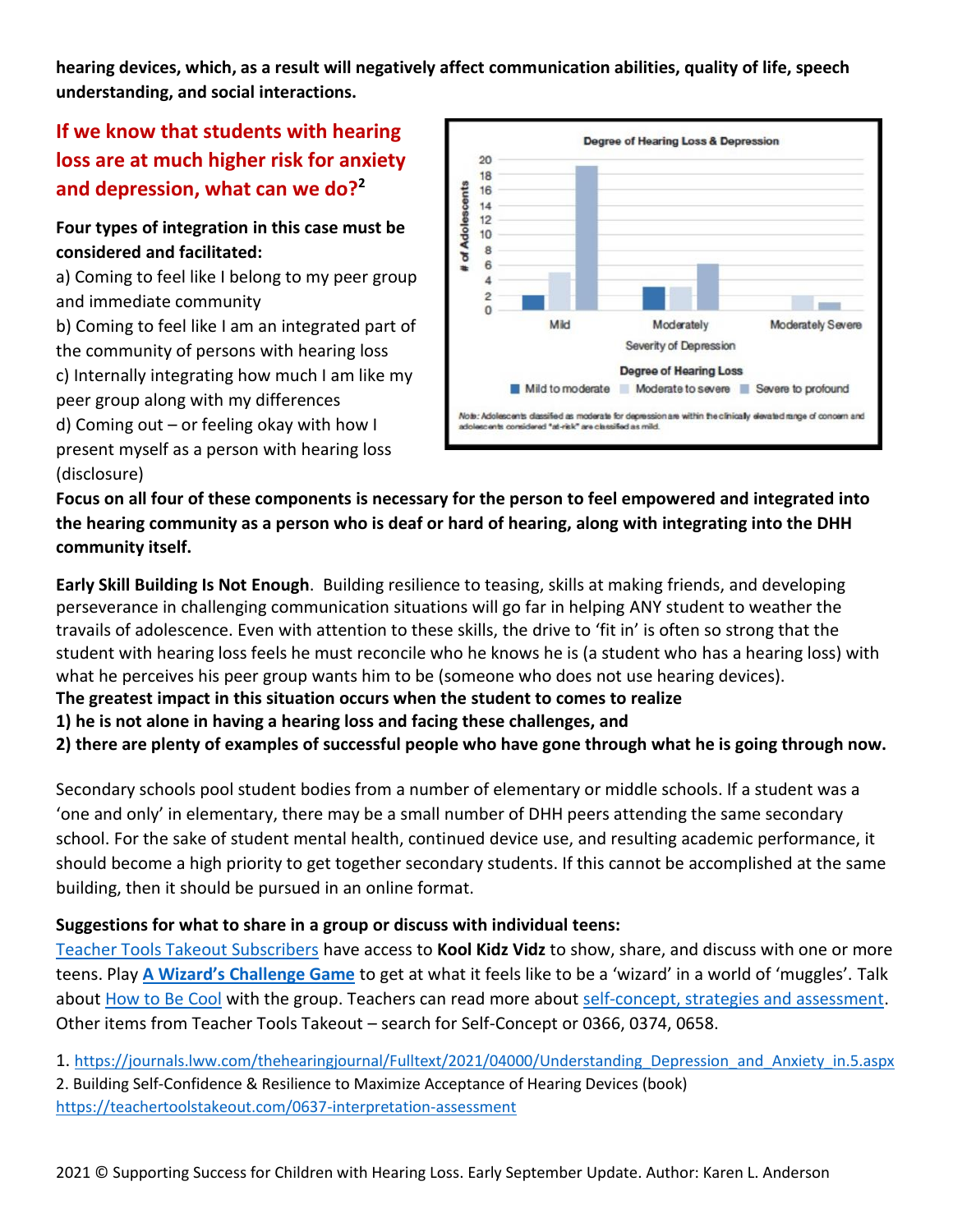**hearing devices, which, as a result will negatively affect communication abilities, quality of life, speech understanding, and social interactions.**

## If we know that students with hearing loss are at much higher risk for anxiety and depression, what can we do?[2]

**Four types of integration in this case must be considered and facilitated:**

a) Coming to feel like I belong to my peer group and immediate community
b) Coming to feel like I am an integrated part of the community of persons with hearing loss
c) Internally integrating how much I am like my peer group along with my differences
d) Coming out – or feeling okay with how I present myself as a person with hearing loss (disclosure)

Degree of Hearing Loss & Depression

# of Adolescents

20
18
16
14
12
10
8
6
4
2
0

Mild
Moderately
Moderately Severe

Severity of Depression

Degree of Hearing Loss

Mild to moderate
Moderate to severe
Severe to profound

Note: Adolescents classified as moderate for depression are within the clinically elevated range of concern and adolescents considered "at-risk" are classified as mild.

**Focus on all four of these components is necessary for the person to feel empowered and integrated into the hearing community as a person who is deaf or hard of hearing, along with integrating into the DHH community itself.**

**Early Skill Building Is Not Enough**. Building resilience to teasing, skills at making friends, and developing perseverance in challenging communication situations will go far in helping ANY student to weather the travails of adolescence. Even with attention to these skills, the drive to 'fit in' is often so strong that the student with hearing loss feels he must reconcile who he knows he is (a student who has a hearing loss) with what he perceives his peer group wants him to be (someone who does not use hearing devices).

**The greatest impact in this situation occurs when the student to comes to realize**
**1) he is not alone in having a hearing loss and facing these challenges, and**
**2) there are plenty of examples of successful people who have gone through what he is going through now.**

Secondary schools pool student bodies from a number of elementary or middle schools. If a student was a 'one and only' in elementary, there may be a small number of DHH peers attending the same secondary school. For the sake of student mental health, continued device use, and resulting academic performance, it should become a high priority to get together secondary students. If this cannot be accomplished at the same building, then it should be pursued in an online format.

**Suggestions for what to share in a group or discuss with individual teens:**
Teacher Tools Takeout Subscribers have access to **Kool Kidz Vidz** to show, share, and discuss with one or more teens. Play **A Wizard's Challenge Game** to get at what it feels like to be a 'wizard' in a world of 'muggles'. Talk about How to Be Cool with the group. Teachers can read more about self-concept, strategies and assessment. Other items from Teacher Tools Takeout – search for Self-Concept or 0366, 0374, 0658.

1. https://journals.lww.com/thehearingjournal/Fulltext/2021/04000/Understanding_Depression_and_Anxiety_in.5.aspx
2. Building Self-Confidence & Resilience to Maximize Acceptance of Hearing Devices (book)
https://teachertoolstakeout.com/0637-interpretation-assessment

2021 © Supporting Success for Children with Hearing Loss. Early September Update. Author: Karen L. Anderson